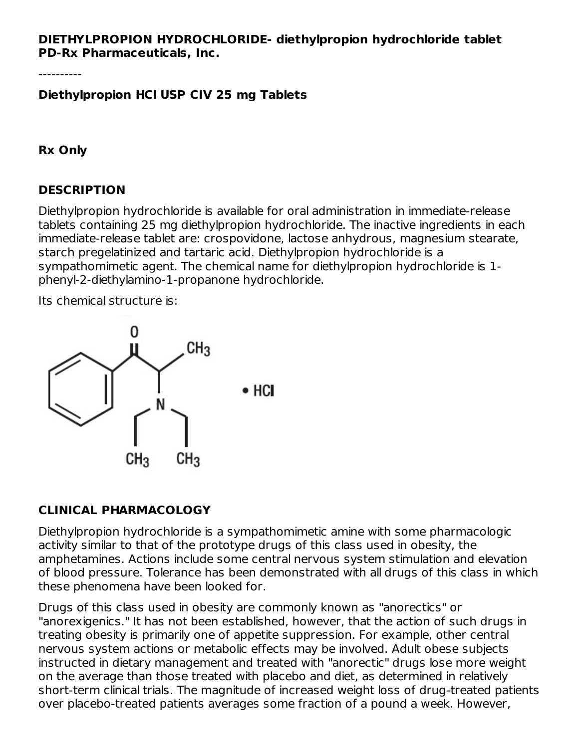**DIETHYLPROPION HYDROCHLORIDE- diethylpropion hydrochloride tablet**
**PD-Rx Pharmaceuticals, Inc.**

----------

**Diethylpropion HCl USP CIV 25 mg Tablets**

**Rx Only**

## DESCRIPTION

Diethylpropion hydrochloride is available for oral administration in immediate-release tablets containing 25 mg diethylpropion hydrochloride. The inactive ingredients in each immediate-release tablet are: crospovidone, lactose anhydrous, magnesium stearate, starch pregelatinized and tartaric acid. Diethylpropion hydrochloride is a sympathomimetic agent. The chemical name for diethylpropion hydrochloride is 1-phenyl-2-diethylamino-1-propanone hydrochloride.

Its chemical structure is:

• HCl

## CLINICAL PHARMACOLOGY

Diethylpropion hydrochloride is a sympathomimetic amine with some pharmacologic activity similar to that of the prototype drugs of this class used in obesity, the amphetamines. Actions include some central nervous system stimulation and elevation of blood pressure. Tolerance has been demonstrated with all drugs of this class in which these phenomena have been looked for.

Drugs of this class used in obesity are commonly known as "anorectics" or "anorexigenics." It has not been established, however, that the action of such drugs in treating obesity is primarily one of appetite suppression. For example, other central nervous system actions or metabolic effects may be involved. Adult obese subjects instructed in dietary management and treated with "anorectic" drugs lose more weight on the average than those treated with placebo and diet, as determined in relatively short-term clinical trials. The magnitude of increased weight loss of drug-treated patients over placebo-treated patients averages some fraction of a pound a week. However,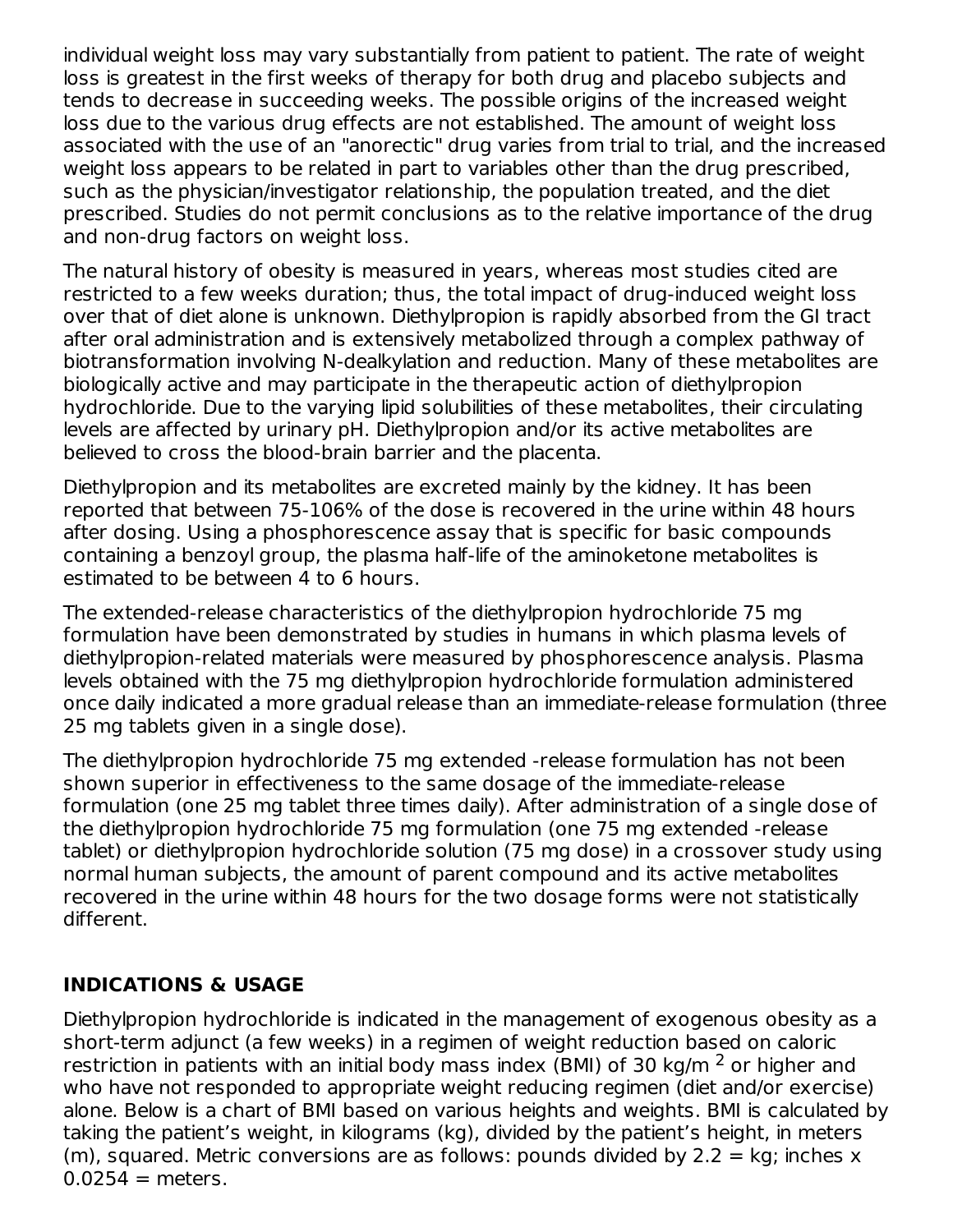individual weight loss may vary substantially from patient to patient. The rate of weight loss is greatest in the first weeks of therapy for both drug and placebo subjects and tends to decrease in succeeding weeks. The possible origins of the increased weight loss due to the various drug effects are not established. The amount of weight loss associated with the use of an "anorectic" drug varies from trial to trial, and the increased weight loss appears to be related in part to variables other than the drug prescribed, such as the physician/investigator relationship, the population treated, and the diet prescribed. Studies do not permit conclusions as to the relative importance of the drug and non-drug factors on weight loss.

The natural history of obesity is measured in years, whereas most studies cited are restricted to a few weeks duration; thus, the total impact of drug-induced weight loss over that of diet alone is unknown. Diethylpropion is rapidly absorbed from the GI tract after oral administration and is extensively metabolized through a complex pathway of biotransformation involving N-dealkylation and reduction. Many of these metabolites are biologically active and may participate in the therapeutic action of diethylpropion hydrochloride. Due to the varying lipid solubilities of these metabolites, their circulating levels are affected by urinary pH. Diethylpropion and/or its active metabolites are believed to cross the blood-brain barrier and the placenta.

Diethylpropion and its metabolites are excreted mainly by the kidney. It has been reported that between 75-106% of the dose is recovered in the urine within 48 hours after dosing. Using a phosphorescence assay that is specific for basic compounds containing a benzoyl group, the plasma half-life of the aminoketone metabolites is estimated to be between 4 to 6 hours.

The extended-release characteristics of the diethylpropion hydrochloride 75 mg formulation have been demonstrated by studies in humans in which plasma levels of diethylpropion-related materials were measured by phosphorescence analysis. Plasma levels obtained with the 75 mg diethylpropion hydrochloride formulation administered once daily indicated a more gradual release than an immediate-release formulation (three 25 mg tablets given in a single dose).

The diethylpropion hydrochloride 75 mg extended -release formulation has not been shown superior in effectiveness to the same dosage of the immediate-release formulation (one 25 mg tablet three times daily). After administration of a single dose of the diethylpropion hydrochloride 75 mg formulation (one 75 mg extended -release tablet) or diethylpropion hydrochloride solution (75 mg dose) in a crossover study using normal human subjects, the amount of parent compound and its active metabolites recovered in the urine within 48 hours for the two dosage forms were not statistically different.

## INDICATIONS & USAGE

Diethylpropion hydrochloride is indicated in the management of exogenous obesity as a short-term adjunct (a few weeks) in a regimen of weight reduction based on caloric restriction in patients with an initial body mass index (BMI) of 30 $kg/m^2$ or higher and who have not responded to appropriate weight reducing regimen (diet and/or exercise) alone. Below is a chart of BMI based on various heights and weights. BMI is calculated by taking the patient's weight, in kilograms (kg), divided by the patient's height, in meters (m), squared. Metric conversions are as follows: pounds divided by 2.2 = kg; inches x 0.0254 = meters.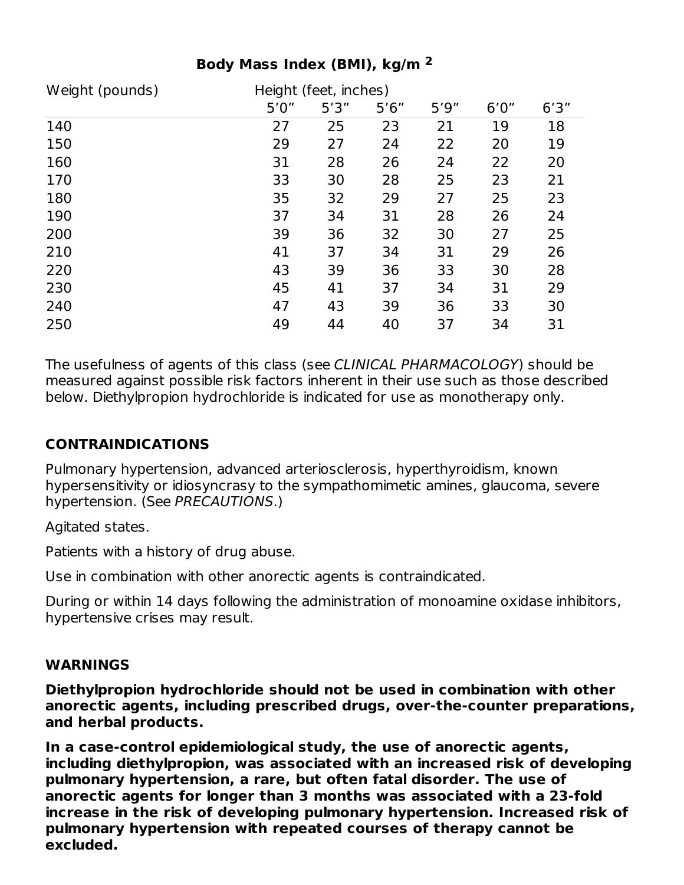**Body Mass Index (BMI), kg/m $^2$**

| Weight (pounds) | Height (feet, inches) | | | | | |
|---|---|---|---|---|---|---|
| | 5’0” | 5’3” | 5’6” | 5’9” | 6’0” | 6’3” |
| 140 | 27 | 25 | 23 | 21 | 19 | 18 |
| 150 | 29 | 27 | 24 | 22 | 20 | 19 |
| 160 | 31 | 28 | 26 | 24 | 22 | 20 |
| 170 | 33 | 30 | 28 | 25 | 23 | 21 |
| 180 | 35 | 32 | 29 | 27 | 25 | 23 |
| 190 | 37 | 34 | 31 | 28 | 26 | 24 |
| 200 | 39 | 36 | 32 | 30 | 27 | 25 |
| 210 | 41 | 37 | 34 | 31 | 29 | 26 |
| 220 | 43 | 39 | 36 | 33 | 30 | 28 |
| 230 | 45 | 41 | 37 | 34 | 31 | 29 |
| 240 | 47 | 43 | 39 | 36 | 33 | 30 |
| 250 | 49 | 44 | 40 | 37 | 34 | 31 |

The usefulness of agents of this class (see *CLINICAL PHARMACOLOGY*) should be measured against possible risk factors inherent in their use such as those described below. Diethylpropion hydrochloride is indicated for use as monotherapy only.

## CONTRAINDICATIONS

Pulmonary hypertension, advanced arteriosclerosis, hyperthyroidism, known hypersensitivity or idiosyncrasy to the sympathomimetic amines, glaucoma, severe hypertension. (See *PRECAUTIONS*.)

Agitated states.

Patients with a history of drug abuse.

Use in combination with other anorectic agents is contraindicated.

During or within 14 days following the administration of monoamine oxidase inhibitors, hypertensive crises may result.

## WARNINGS

**Diethylpropion hydrochloride should not be used in combination with other anorectic agents, including prescribed drugs, over-the-counter preparations, and herbal products.**

**In a case-control epidemiological study, the use of anorectic agents, including diethylpropion, was associated with an increased risk of developing pulmonary hypertension, a rare, but often fatal disorder. The use of anorectic agents for longer than 3 months was associated with a 23-fold increase in the risk of developing pulmonary hypertension. Increased risk of pulmonary hypertension with repeated courses of therapy cannot be excluded.**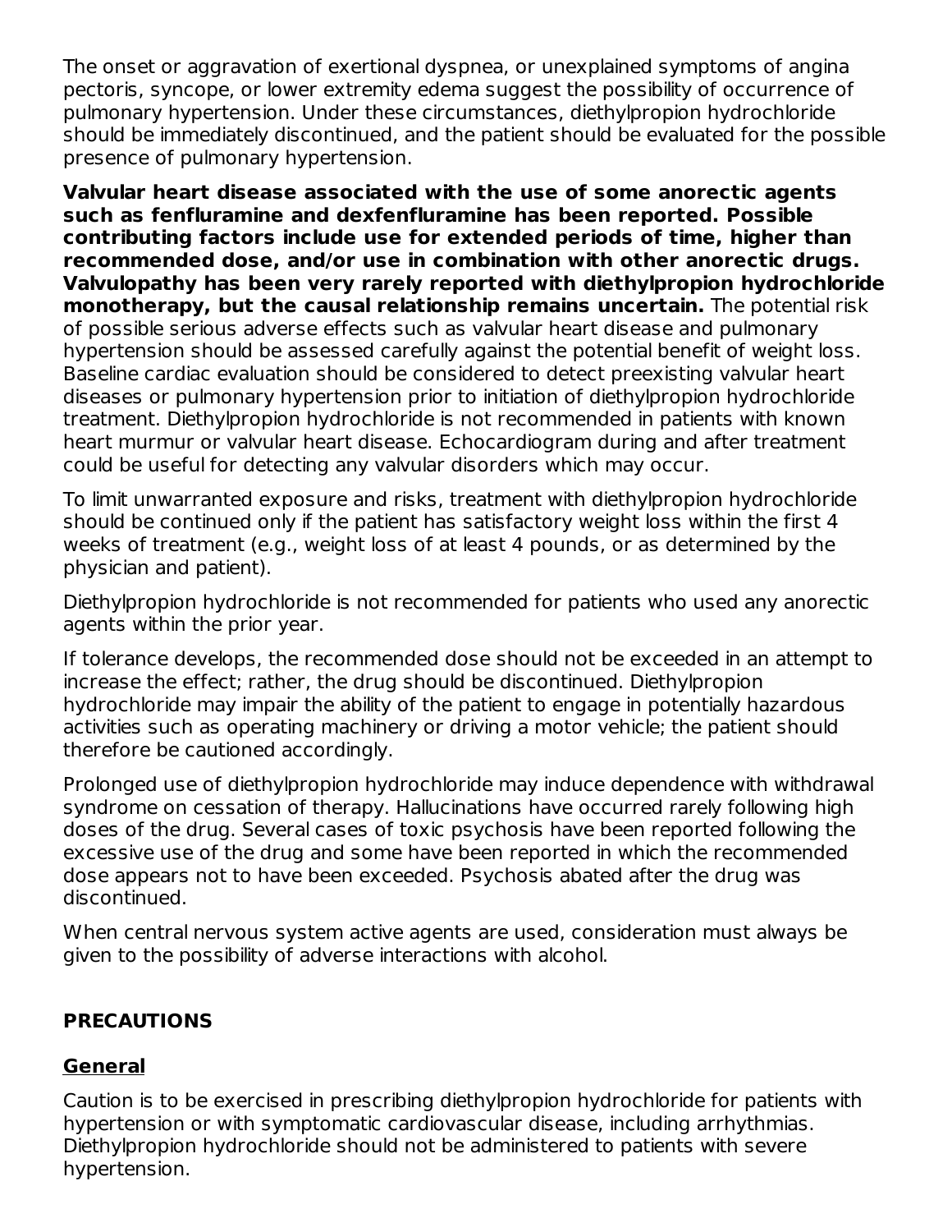The onset or aggravation of exertional dyspnea, or unexplained symptoms of angina pectoris, syncope, or lower extremity edema suggest the possibility of occurrence of pulmonary hypertension. Under these circumstances, diethylpropion hydrochloride should be immediately discontinued, and the patient should be evaluated for the possible presence of pulmonary hypertension.

**Valvular heart disease associated with the use of some anorectic agents such as fenfluramine and dexfenfluramine has been reported. Possible contributing factors include use for extended periods of time, higher than recommended dose, and/or use in combination with other anorectic drugs. Valvulopathy has been very rarely reported with diethylpropion hydrochloride monotherapy, but the causal relationship remains uncertain.** The potential risk of possible serious adverse effects such as valvular heart disease and pulmonary hypertension should be assessed carefully against the potential benefit of weight loss. Baseline cardiac evaluation should be considered to detect preexisting valvular heart diseases or pulmonary hypertension prior to initiation of diethylpropion hydrochloride treatment. Diethylpropion hydrochloride is not recommended in patients with known heart murmur or valvular heart disease. Echocardiogram during and after treatment could be useful for detecting any valvular disorders which may occur.

To limit unwarranted exposure and risks, treatment with diethylpropion hydrochloride should be continued only if the patient has satisfactory weight loss within the first 4 weeks of treatment (e.g., weight loss of at least 4 pounds, or as determined by the physician and patient).

Diethylpropion hydrochloride is not recommended for patients who used any anorectic agents within the prior year.

If tolerance develops, the recommended dose should not be exceeded in an attempt to increase the effect; rather, the drug should be discontinued. Diethylpropion hydrochloride may impair the ability of the patient to engage in potentially hazardous activities such as operating machinery or driving a motor vehicle; the patient should therefore be cautioned accordingly.

Prolonged use of diethylpropion hydrochloride may induce dependence with withdrawal syndrome on cessation of therapy. Hallucinations have occurred rarely following high doses of the drug. Several cases of toxic psychosis have been reported following the excessive use of the drug and some have been reported in which the recommended dose appears not to have been exceeded. Psychosis abated after the drug was discontinued.

When central nervous system active agents are used, consideration must always be given to the possibility of adverse interactions with alcohol.

## PRECAUTIONS

### General

Caution is to be exercised in prescribing diethylpropion hydrochloride for patients with hypertension or with symptomatic cardiovascular disease, including arrhythmias. Diethylpropion hydrochloride should not be administered to patients with severe hypertension.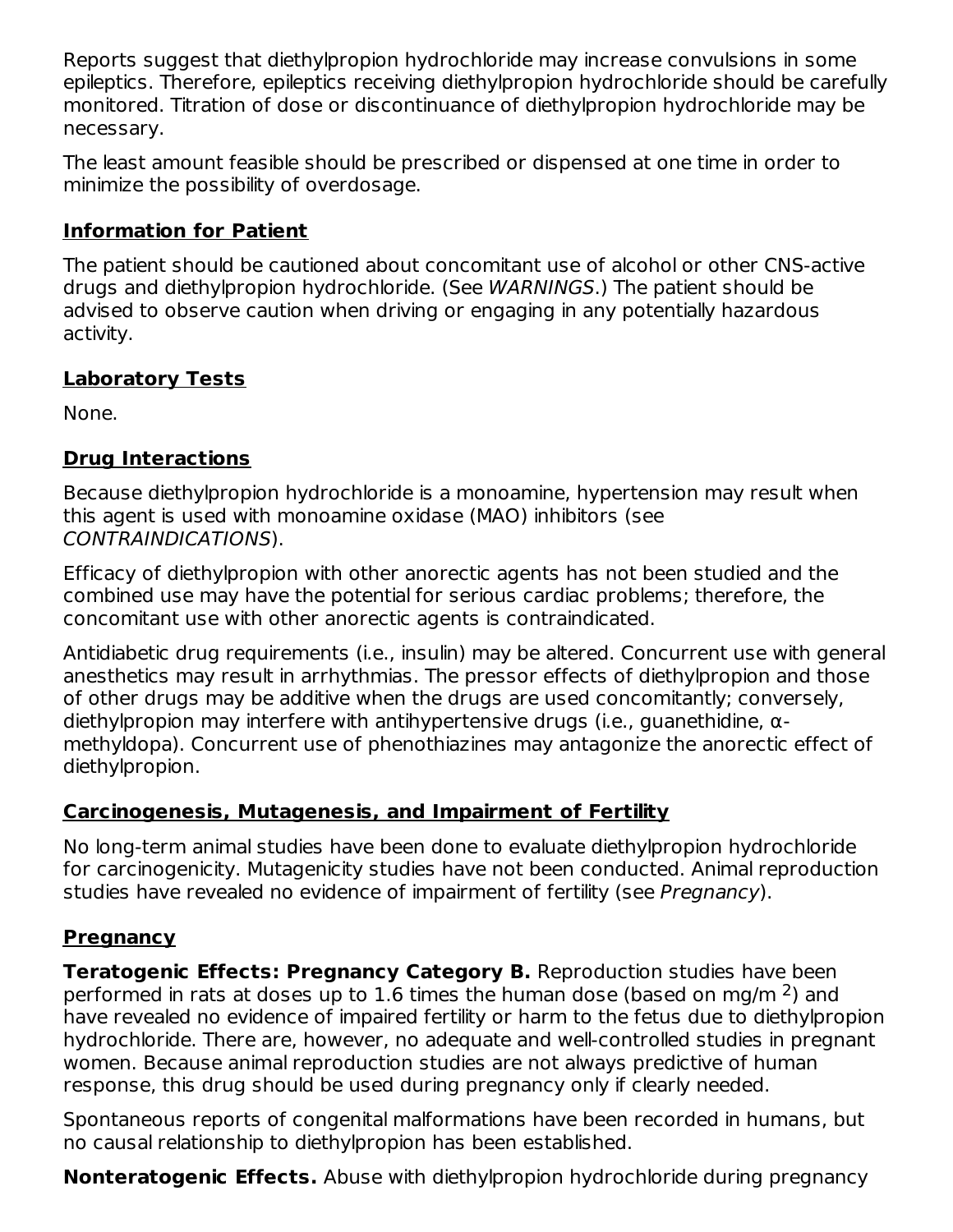Reports suggest that diethylpropion hydrochloride may increase convulsions in some epileptics. Therefore, epileptics receiving diethylpropion hydrochloride should be carefully monitored. Titration of dose or discontinuance of diethylpropion hydrochloride may be necessary.

The least amount feasible should be prescribed or dispensed at one time in order to minimize the possibility of overdosage.

## Information for Patient

The patient should be cautioned about concomitant use of alcohol or other CNS-active drugs and diethylpropion hydrochloride. (See *WARNINGS*.) The patient should be advised to observe caution when driving or engaging in any potentially hazardous activity.

## Laboratory Tests

None.

## Drug Interactions

Because diethylpropion hydrochloride is a monoamine, hypertension may result when this agent is used with monoamine oxidase (MAO) inhibitors (see *CONTRAINDICATIONS*).

Efficacy of diethylpropion with other anorectic agents has not been studied and the combined use may have the potential for serious cardiac problems; therefore, the concomitant use with other anorectic agents is contraindicated.

Antidiabetic drug requirements (i.e., insulin) may be altered. Concurrent use with general anesthetics may result in arrhythmias. The pressor effects of diethylpropion and those of other drugs may be additive when the drugs are used concomitantly; conversely, diethylpropion may interfere with antihypertensive drugs (i.e., guanethidine, α-methyldopa). Concurrent use of phenothiazines may antagonize the anorectic effect of diethylpropion.

## Carcinogenesis, Mutagenesis, and Impairment of Fertility

No long-term animal studies have been done to evaluate diethylpropion hydrochloride for carcinogenicity. Mutagenicity studies have not been conducted. Animal reproduction studies have revealed no evidence of impairment of fertility (see *Pregnancy*).

## Pregnancy

**Teratogenic Effects: Pregnancy Category B.** Reproduction studies have been performed in rats at doses up to 1.6 times the human dose (based on $mg/m^2$) and have revealed no evidence of impaired fertility or harm to the fetus due to diethylpropion hydrochloride. There are, however, no adequate and well-controlled studies in pregnant women. Because animal reproduction studies are not always predictive of human response, this drug should be used during pregnancy only if clearly needed.

Spontaneous reports of congenital malformations have been recorded in humans, but no causal relationship to diethylpropion has been established.

**Nonteratogenic Effects.** Abuse with diethylpropion hydrochloride during pregnancy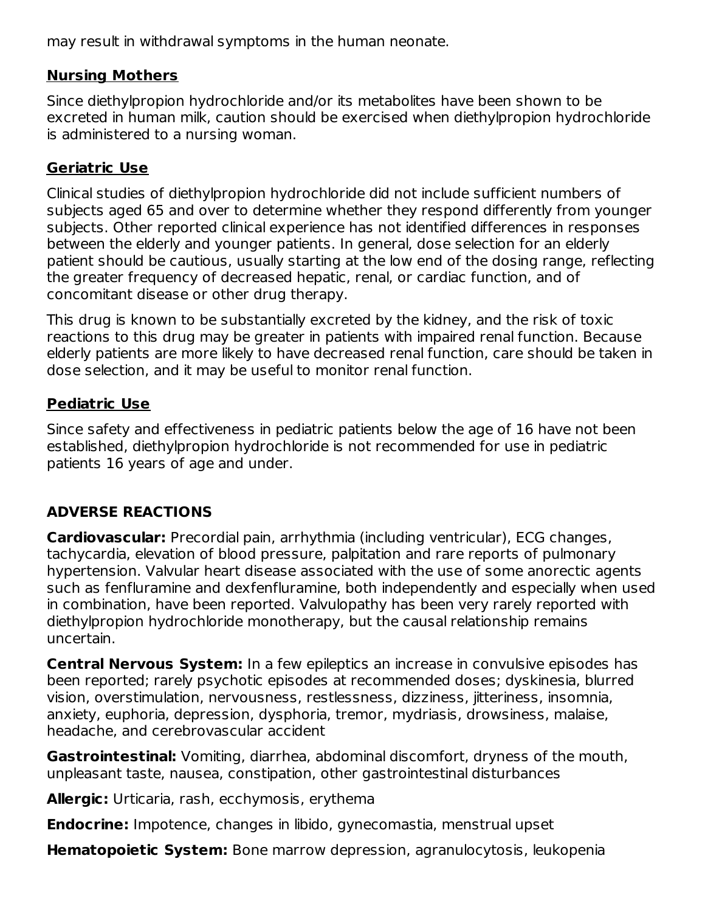may result in withdrawal symptoms in the human neonate.

### Nursing Mothers

Since diethylpropion hydrochloride and/or its metabolites have been shown to be excreted in human milk, caution should be exercised when diethylpropion hydrochloride is administered to a nursing woman.

### Geriatric Use

Clinical studies of diethylpropion hydrochloride did not include sufficient numbers of subjects aged 65 and over to determine whether they respond differently from younger subjects. Other reported clinical experience has not identified differences in responses between the elderly and younger patients. In general, dose selection for an elderly patient should be cautious, usually starting at the low end of the dosing range, reflecting the greater frequency of decreased hepatic, renal, or cardiac function, and of concomitant disease or other drug therapy.

This drug is known to be substantially excreted by the kidney, and the risk of toxic reactions to this drug may be greater in patients with impaired renal function. Because elderly patients are more likely to have decreased renal function, care should be taken in dose selection, and it may be useful to monitor renal function.

### Pediatric Use

Since safety and effectiveness in pediatric patients below the age of 16 have not been established, diethylpropion hydrochloride is not recommended for use in pediatric patients 16 years of age and under.

## ADVERSE REACTIONS

**Cardiovascular:** Precordial pain, arrhythmia (including ventricular), ECG changes, tachycardia, elevation of blood pressure, palpitation and rare reports of pulmonary hypertension. Valvular heart disease associated with the use of some anorectic agents such as fenfluramine and dexfenfluramine, both independently and especially when used in combination, have been reported. Valvulopathy has been very rarely reported with diethylpropion hydrochloride monotherapy, but the causal relationship remains uncertain.

**Central Nervous System:** In a few epileptics an increase in convulsive episodes has been reported; rarely psychotic episodes at recommended doses; dyskinesia, blurred vision, overstimulation, nervousness, restlessness, dizziness, jitteriness, insomnia, anxiety, euphoria, depression, dysphoria, tremor, mydriasis, drowsiness, malaise, headache, and cerebrovascular accident

**Gastrointestinal:** Vomiting, diarrhea, abdominal discomfort, dryness of the mouth, unpleasant taste, nausea, constipation, other gastrointestinal disturbances

**Allergic:** Urticaria, rash, ecchymosis, erythema

**Endocrine:** Impotence, changes in libido, gynecomastia, menstrual upset

**Hematopoietic System:** Bone marrow depression, agranulocytosis, leukopenia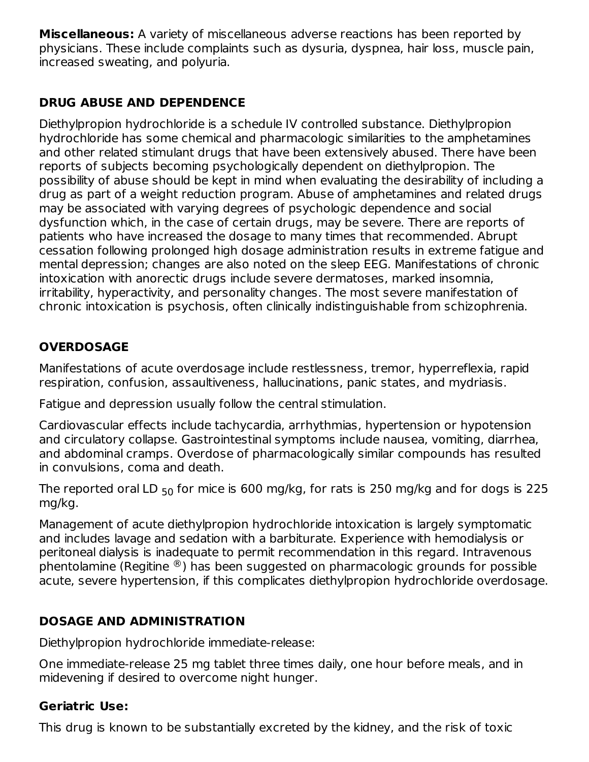**Miscellaneous:** A variety of miscellaneous adverse reactions has been reported by physicians. These include complaints such as dysuria, dyspnea, hair loss, muscle pain, increased sweating, and polyuria.

## DRUG ABUSE AND DEPENDENCE

Diethylpropion hydrochloride is a schedule IV controlled substance. Diethylpropion hydrochloride has some chemical and pharmacologic similarities to the amphetamines and other related stimulant drugs that have been extensively abused. There have been reports of subjects becoming psychologically dependent on diethylpropion. The possibility of abuse should be kept in mind when evaluating the desirability of including a drug as part of a weight reduction program. Abuse of amphetamines and related drugs may be associated with varying degrees of psychologic dependence and social dysfunction which, in the case of certain drugs, may be severe. There are reports of patients who have increased the dosage to many times that recommended. Abrupt cessation following prolonged high dosage administration results in extreme fatigue and mental depression; changes are also noted on the sleep EEG. Manifestations of chronic intoxication with anorectic drugs include severe dermatoses, marked insomnia, irritability, hyperactivity, and personality changes. The most severe manifestation of chronic intoxication is psychosis, often clinically indistinguishable from schizophrenia.

## OVERDOSAGE

Manifestations of acute overdosage include restlessness, tremor, hyperreflexia, rapid respiration, confusion, assaultiveness, hallucinations, panic states, and mydriasis.

Fatigue and depression usually follow the central stimulation.

Cardiovascular effects include tachycardia, arrhythmias, hypertension or hypotension and circulatory collapse. Gastrointestinal symptoms include nausea, vomiting, diarrhea, and abdominal cramps. Overdose of pharmacologically similar compounds has resulted in convulsions, coma and death.

The reported oral $LD_{50}$ for mice is 600 mg/kg, for rats is 250 mg/kg and for dogs is 225 mg/kg.

Management of acute diethylpropion hydrochloride intoxication is largely symptomatic and includes lavage and sedation with a barbiturate. Experience with hemodialysis or peritoneal dialysis is inadequate to permit recommendation in this regard. Intravenous phentolamine (Regitine ®) has been suggested on pharmacologic grounds for possible acute, severe hypertension, if this complicates diethylpropion hydrochloride overdosage.

## DOSAGE AND ADMINISTRATION

Diethylpropion hydrochloride immediate-release:

One immediate-release 25 mg tablet three times daily, one hour before meals, and in midevening if desired to overcome night hunger.

### Geriatric Use:

This drug is known to be substantially excreted by the kidney, and the risk of toxic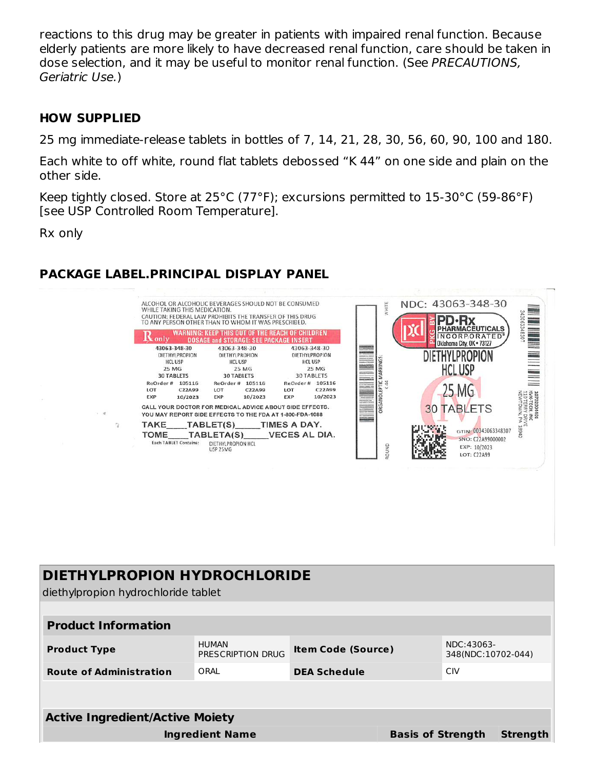reactions to this drug may be greater in patients with impaired renal function. Because elderly patients are more likely to have decreased renal function, care should be taken in dose selection, and it may be useful to monitor renal function. (See *PRECAUTIONS, Geriatric Use.*)

## HOW SUPPLIED

25 mg immediate-release tablets in bottles of 7, 14, 21, 28, 30, 56, 60, 90, 100 and 180.

Each white to off white, round flat tablets debossed "K 44" on one side and plain on the other side.

Keep tightly closed. Store at 25°C (77°F); excursions permitted to 15-30°C (59-86°F) [see USP Controlled Room Temperature].

Rx only

## PACKAGE LABEL.PRINCIPAL DISPLAY PANEL

ALCOHOL OR ALCOHOLIC BEVERAGES SHOULD NOT BE CONSUMED WHILE TAKING THIS MEDICATION.
CAUTION: FEDERAL LAW PROHIBITS THE TRANSFER OF THIS DRUG TO ANY PERSON OTHER THAN TO WHOM IT WAS PRESCRIBED.

Rx only

WARNING: KEEP THIS OUT OF THE REACH OF CHILDREN
DOSAGE and STORAGE: SEE PACKAGE INSERT

43063-348-30
DIETHYLPROPION HCL USP
25 MG
30 TABLETS
ReOrder # 105116
LOT C22A99
EXP 10/2023

CALL YOUR DOCTOR FOR MEDICAL ADVICE ABOUT SIDE EFFECTS. YOU MAY REPORT SIDE EFFECTS TO THE FDA AT 1-800-FDA-1088

TAKE____TABLET(S)_____TIMES A DAY.
TOME____TABLETA(S)_____VECES AL DIA.

Each TABLET Contains: DIETHYLPROPION HCL USP 25MG

ORGANOLEPTIC MARKINGS: K 44 WHITE ROUND

NDC: 43063-348-30

PKG BY PD-Rx PHARMACEUTICALS INCORPORATED Oklahoma City, OK • 73127

DIETHYLPROPION HCL USP
25 MG
30 TABLETS

GTIN: 00343063348307
SNO: C22A99000002
EXP: 10/2023
LOT: C22A99

KVK-TECH INC 110 TERRY DRIVE NEWTOWN, PA 18940

| DIETHYLPROPION HYDROCHLORIDE | | | |
|---|---|---|---|
| diethylpropion hydrochloride tablet | | | |
| **Product Information** | | | |
| **Product Type** | HUMAN PRESCRIPTION DRUG | **Item Code (Source)** | NDC:43063-348(NDC:10702-044) |
| **Route of Administration** | ORAL | **DEA Schedule** | CIV |

| Active Ingredient/Active Moiety | | |
|---|---|---|
| **Ingredient Name** | **Basis of Strength** | **Strength** |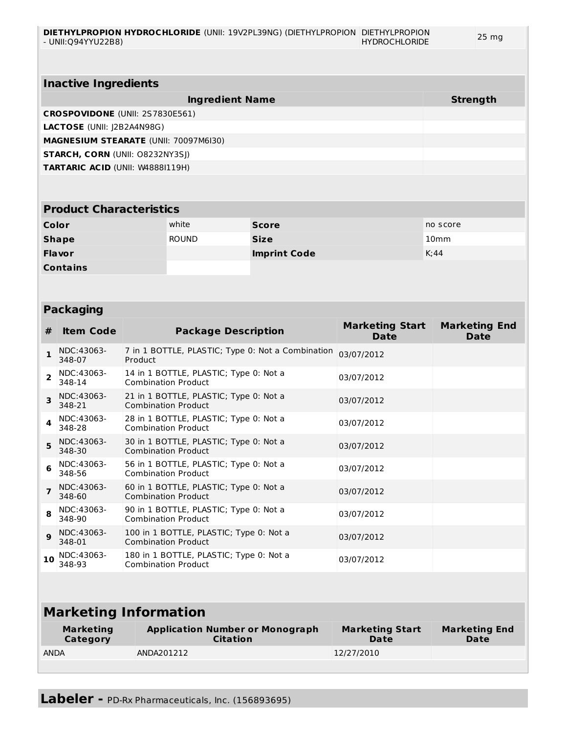| | | |
|---|---|---|
| **DIETHYLPROPION HYDROCHLORIDE** (UNII: 19V2PL39NG) (DIETHYLPROPION - UNII:Q94YYU22B8) | DIETHYLPROPION HYDROCHLORIDE | 25 mg |

**Inactive Ingredients**

| Ingredient Name | Strength |
|---|---|
| **CROSPOVIDONE** (UNII: 2S7830E561) | |
| **LACTOSE** (UNII: J2B2A4N98G) | |
| **MAGNESIUM STEARATE** (UNII: 70097M6I30) | |
| **STARCH, CORN** (UNII: O8232NY3SJ) | |
| **TARTARIC ACID** (UNII: W4888I119H) | |

**Product Characteristics**

| | | | |
|---|---|---|---|
| **Color** | white | **Score** | no score |
| **Shape** | ROUND | **Size** | 10mm |
| **Flavor** | | **Imprint Code** | K;44 |
| **Contains** | | | |

**Packaging**

| # | Item Code | Package Description | Marketing Start Date | Marketing End Date |
|---|---|---|---|---|
| 1 | NDC:43063-348-07 | 7 in 1 BOTTLE, PLASTIC; Type 0: Not a Combination Product | 03/07/2012 | |
| 2 | NDC:43063-348-14 | 14 in 1 BOTTLE, PLASTIC; Type 0: Not a Combination Product | 03/07/2012 | |
| 3 | NDC:43063-348-21 | 21 in 1 BOTTLE, PLASTIC; Type 0: Not a Combination Product | 03/07/2012 | |
| 4 | NDC:43063-348-28 | 28 in 1 BOTTLE, PLASTIC; Type 0: Not a Combination Product | 03/07/2012 | |
| 5 | NDC:43063-348-30 | 30 in 1 BOTTLE, PLASTIC; Type 0: Not a Combination Product | 03/07/2012 | |
| 6 | NDC:43063-348-56 | 56 in 1 BOTTLE, PLASTIC; Type 0: Not a Combination Product | 03/07/2012 | |
| 7 | NDC:43063-348-60 | 60 in 1 BOTTLE, PLASTIC; Type 0: Not a Combination Product | 03/07/2012 | |
| 8 | NDC:43063-348-90 | 90 in 1 BOTTLE, PLASTIC; Type 0: Not a Combination Product | 03/07/2012 | |
| 9 | NDC:43063-348-01 | 100 in 1 BOTTLE, PLASTIC; Type 0: Not a Combination Product | 03/07/2012 | |
| 10 | NDC:43063-348-93 | 180 in 1 BOTTLE, PLASTIC; Type 0: Not a Combination Product | 03/07/2012 | |

## Marketing Information

| Marketing Category | Application Number or Monograph Citation | Marketing Start Date | Marketing End Date |
|---|---|---|---|
| ANDA | ANDA201212 | 12/27/2010 | |

## Labeler - PD-Rx Pharmaceuticals, Inc. (156893695)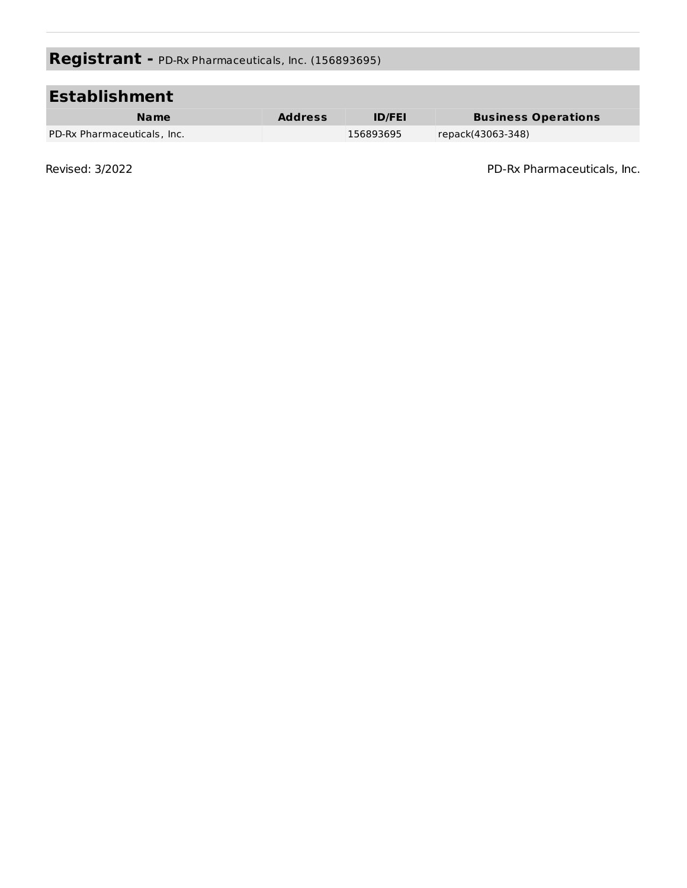## Registrant - PD-Rx Pharmaceuticals, Inc. (156893695)

## Establishment

| Name | Address | ID/FEI | Business Operations |
|---|---|---|---|
| PD-Rx Pharmaceuticals, Inc. | | 156893695 | repack(43063-348) |

Revised: 3/2022

PD-Rx Pharmaceuticals, Inc.